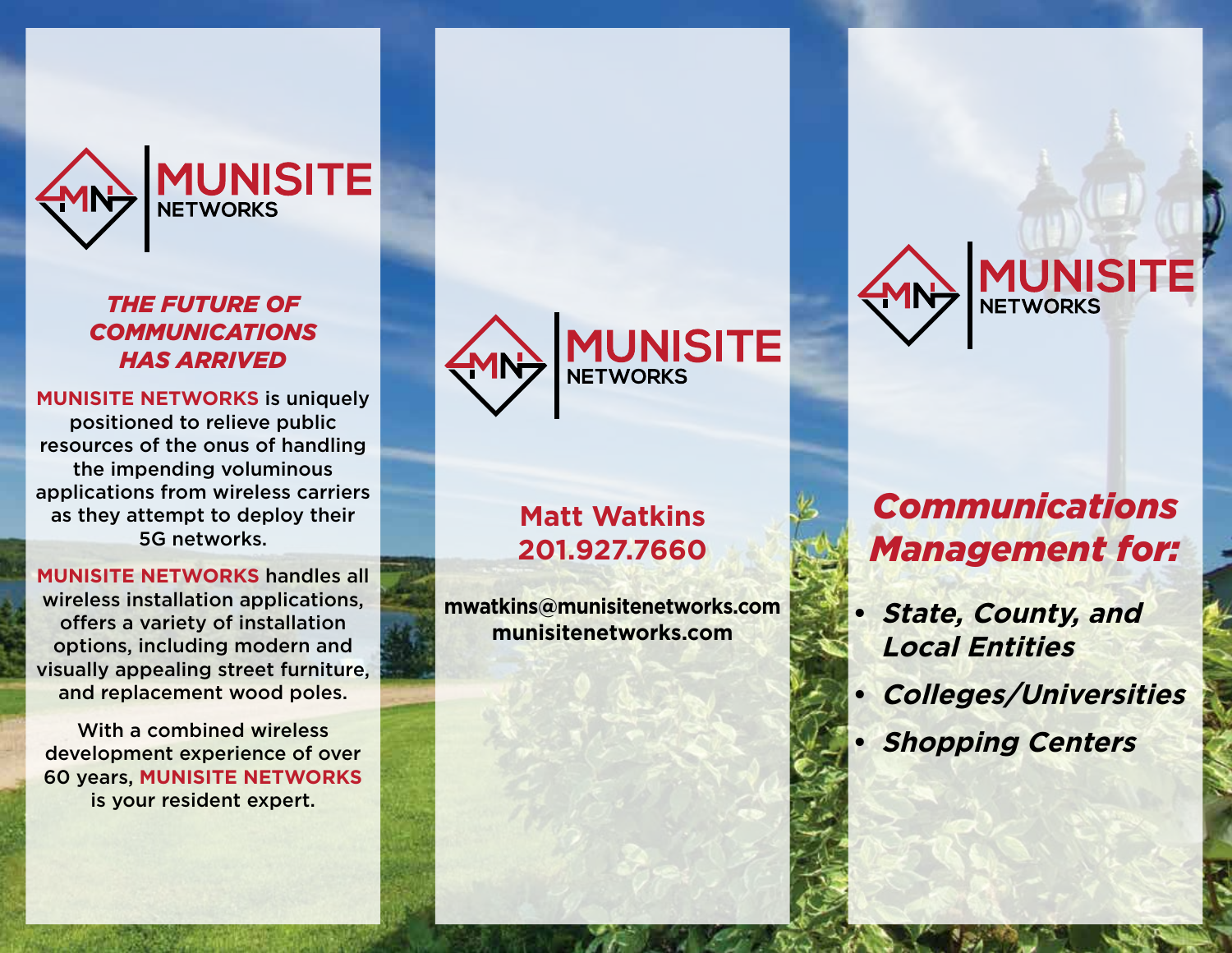# MUNISITE NETWORKS

## *THE FUTURE OF COMMUNICATIONS HAS ARRIVED*

**MUNISITE NETWORKS** is uniquely positioned to relieve public resources of the onus of handling the impending voluminous applications from wireless carriers as they attempt to deploy their 5G networks.

**MUNISITE NETWORKS** handles all wireless installation applications, offers a variety of installation options, including modern and visually appealing street furniture, and replacement wood poles.

With a combined wireless development experience of over 60 years, **MUNISITE NETWORKS** is your resident expert.

# MUNISITE NETWORKS

**Matt Watkins**
**201.927.7660**

**mwatkins@munisitenetworks.com**
**munisitenetworks.com**

# MUNISITE NETWORKS

## *Communications Management for:*

- ***State, County, and Local Entities***
- ***Colleges/Universities***
- ***Shopping Centers***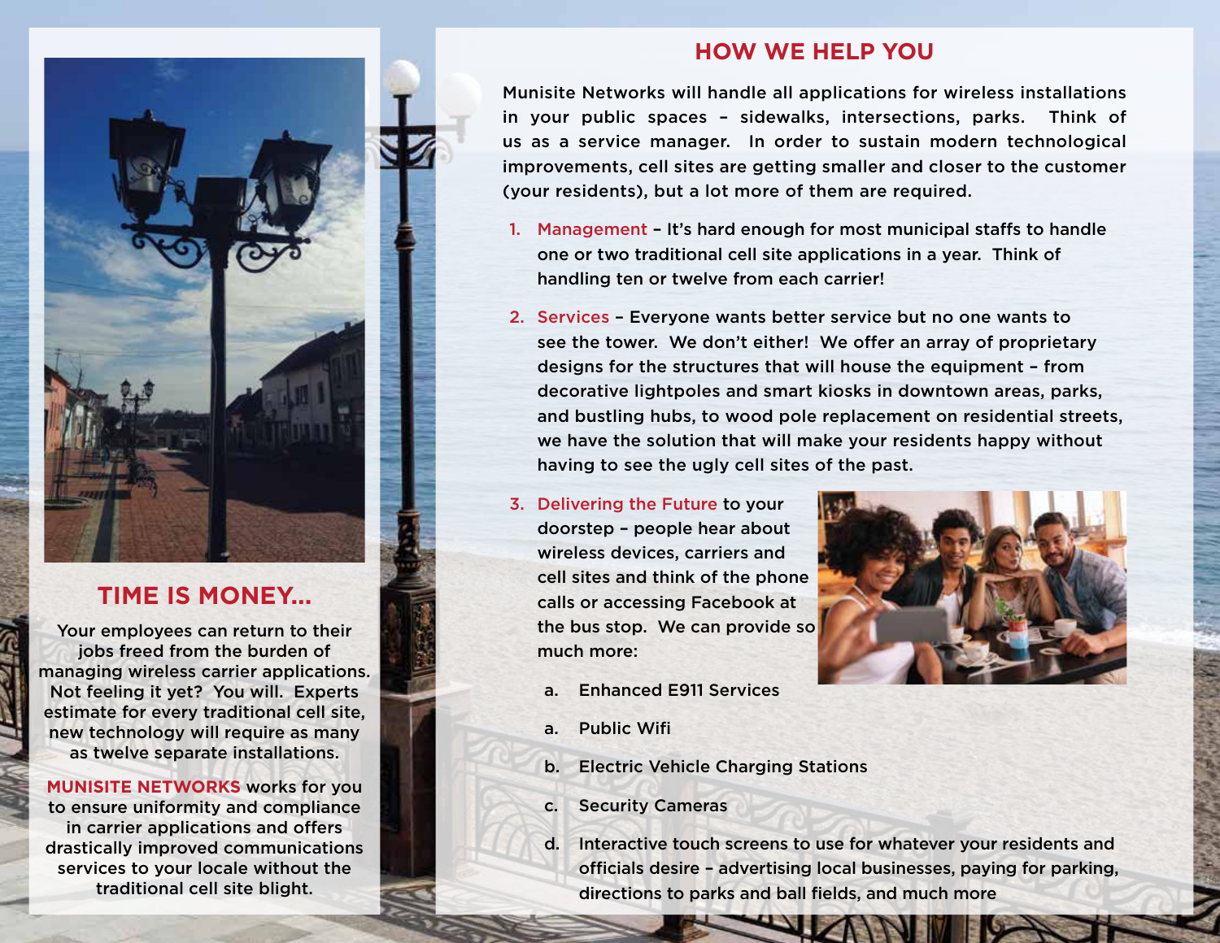## TIME IS MONEY...

Your employees can return to their jobs freed from the burden of managing wireless carrier applications. Not feeling it yet? You will. Experts estimate for every traditional cell site, new technology will require as many as twelve separate installations.

**MUNISITE NETWORKS** works for you to ensure uniformity and compliance in carrier applications and offers drastically improved communications services to your locale without the traditional cell site blight.

## HOW WE HELP YOU

Munisite Networks will handle all applications for wireless installations in your public spaces – sidewalks, intersections, parks. Think of us as a service manager. In order to sustain modern technological improvements, cell sites are getting smaller and closer to the customer (your residents), but a lot more of them are required.

1. **Management** – It's hard enough for most municipal staffs to handle one or two traditional cell site applications in a year. Think of handling ten or twelve from each carrier!
2. **Services** – Everyone wants better service but no one wants to see the tower. We don't either! We offer an array of proprietary designs for the structures that will house the equipment – from decorative lightpoles and smart kiosks in downtown areas, parks, and bustling hubs, to wood pole replacement on residential streets, we have the solution that will make your residents happy without having to see the ugly cell sites of the past.
3. **Delivering the Future** to your doorstep – people hear about wireless devices, carriers and cell sites and think of the phone calls or accessing Facebook at the bus stop. We can provide so much more:

    a. Enhanced E911 Services

    a. Public Wifi

    b. Electric Vehicle Charging Stations

    c. Security Cameras

    d. Interactive touch screens to use for whatever your residents and officials desire – advertising local businesses, paying for parking, directions to parks and ball fields, and much more